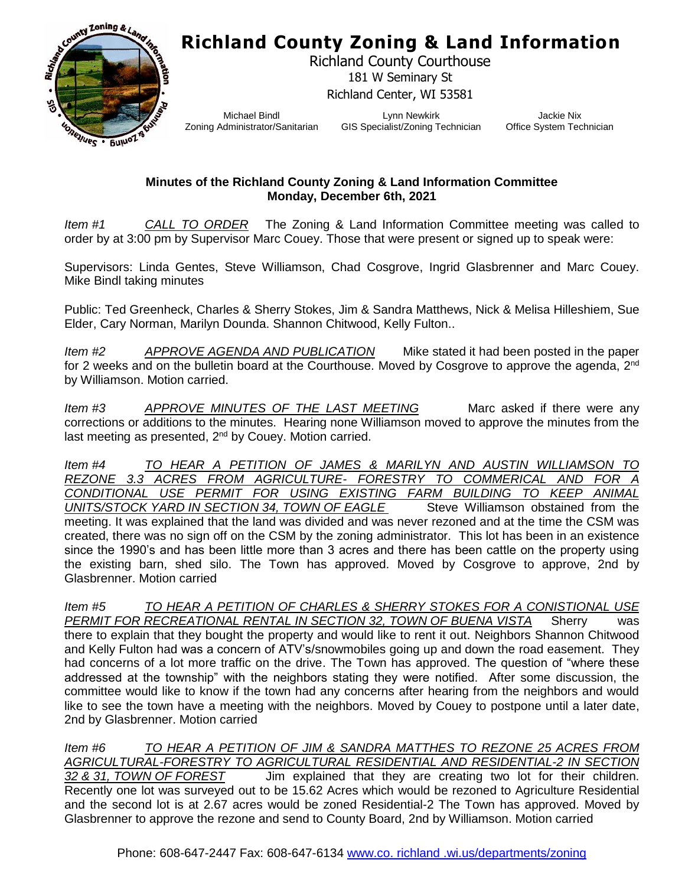# Richland County Zoning & Land Information

Richland County Courthouse
181 W Seminary St
Richland Center, WI 53581

Michael Bindl
Zoning Administrator/Sanitarian

Lynn Newkirk
GIS Specialist/Zoning Technician

Jackie Nix
Office System Technician

**Minutes of the Richland County Zoning & Land Information Committee**
**Monday, December 6th, 2021**

*Item #1* *CALL TO ORDER* The Zoning & Land Information Committee meeting was called to order by at 3:00 pm by Supervisor Marc Couey. Those that were present or signed up to speak were:

Supervisors: Linda Gentes, Steve Williamson, Chad Cosgrove, Ingrid Glasbrenner and Marc Couey. Mike Bindl taking minutes

Public: Ted Greenheck, Charles & Sherry Stokes, Jim & Sandra Matthews, Nick & Melisa Hilleshiem, Sue Elder, Cary Norman, Marilyn Dounda. Shannon Chitwood, Kelly Fulton..

*Item #2* *APPROVE AGENDA AND PUBLICATION* Mike stated it had been posted in the paper for 2 weeks and on the bulletin board at the Courthouse. Moved by Cosgrove to approve the agenda, 2nd by Williamson. Motion carried.

*Item #3* *APPROVE MINUTES OF THE LAST MEETING* Marc asked if there were any corrections or additions to the minutes. Hearing none Williamson moved to approve the minutes from the last meeting as presented, 2nd by Couey. Motion carried.

*Item #4* *TO HEAR A PETITION OF JAMES & MARILYN AND AUSTIN WILLIAMSON TO REZONE 3.3 ACRES FROM AGRICULTURE- FORESTRY TO COMMERICAL AND FOR A CONDITIONAL USE PERMIT FOR USING EXISTING FARM BUILDING TO KEEP ANIMAL UNITS/STOCK YARD IN SECTION 34, TOWN OF EAGLE* Steve Williamson obstained from the meeting. It was explained that the land was divided and was never rezoned and at the time the CSM was created, there was no sign off on the CSM by the zoning administrator. This lot has been in an existence since the 1990's and has been little more than 3 acres and there has been cattle on the property using the existing barn, shed silo. The Town has approved. Moved by Cosgrove to approve, 2nd by Glasbrenner. Motion carried

*Item #5* *TO HEAR A PETITION OF CHARLES & SHERRY STOKES FOR A CONISTIONAL USE PERMIT FOR RECREATIONAL RENTAL IN SECTION 32, TOWN OF BUENA VISTA* Sherry was there to explain that they bought the property and would like to rent it out. Neighbors Shannon Chitwood and Kelly Fulton had was a concern of ATV's/snowmobiles going up and down the road easement. They had concerns of a lot more traffic on the drive. The Town has approved. The question of "where these addressed at the township" with the neighbors stating they were notified. After some discussion, the committee would like to know if the town had any concerns after hearing from the neighbors and would like to see the town have a meeting with the neighbors. Moved by Couey to postpone until a later date, 2nd by Glasbrenner. Motion carried

*Item #6* *TO HEAR A PETITION OF JIM & SANDRA MATTHES TO REZONE 25 ACRES FROM AGRICULTURAL-FORESTRY TO AGRICULTURAL RESIDENTIAL AND RESIDENTIAL-2 IN SECTION 32 & 31, TOWN OF FOREST* Jim explained that they are creating two lot for their children. Recently one lot was surveyed out to be 15.62 Acres which would be rezoned to Agriculture Residential and the second lot is at 2.67 acres would be zoned Residential-2 The Town has approved. Moved by Glasbrenner to approve the rezone and send to County Board, 2nd by Williamson. Motion carried

Phone: 608-647-2447 Fax: 608-647-6134 www.co. richland .wi.us/departments/zoning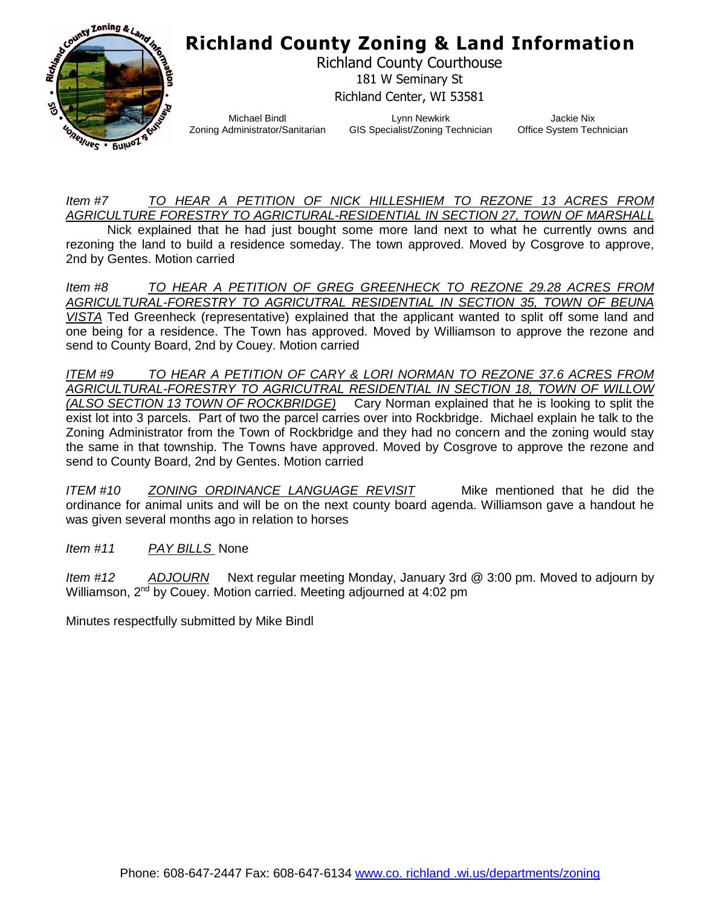# Richland County Zoning & Land Information

Richland County Courthouse
181 W Seminary St
Richland Center, WI 53581

Michael Bindl
Zoning Administrator/Sanitarian

Lynn Newkirk
GIS Specialist/Zoning Technician

Jackie Nix
Office System Technician

*Item #7* <u>*TO HEAR A PETITION OF NICK HILLESHIEM TO REZONE 13 ACRES FROM AGRICULTURE FORESTRY TO AGRICTURAL-RESIDENTIAL IN SECTION 27, TOWN OF MARSHALL*</u> Nick explained that he had just bought some more land next to what he currently owns and rezoning the land to build a residence someday. The town approved. Moved by Cosgrove to approve, 2nd by Gentes. Motion carried

*Item #8* <u>*TO HEAR A PETITION OF GREG GREENHECK TO REZONE 29.28 ACRES FROM AGRICULTURAL-FORESTRY TO AGRICUTRAL RESIDENTIAL IN SECTION 35, TOWN OF BEUNA VISTA*</u> Ted Greenheck (representative) explained that the applicant wanted to split off some land and one being for a residence. The Town has approved. Moved by Williamson to approve the rezone and send to County Board, 2nd by Couey. Motion carried

<u>*ITEM #9 TO HEAR A PETITION OF CARY & LORI NORMAN TO REZONE 37.6 ACRES FROM AGRICULTURAL-FORESTRY TO AGRICUTRAL RESIDENTIAL IN SECTION 18, TOWN OF WILLOW (ALSO SECTION 13 TOWN OF ROCKBRIDGE)*</u> Cary Norman explained that he is looking to split the exist lot into 3 parcels. Part of two the parcel carries over into Rockbridge. Michael explain he talk to the Zoning Administrator from the Town of Rockbridge and they had no concern and the zoning would stay the same in that township. The Towns have approved. Moved by Cosgrove to approve the rezone and send to County Board, 2nd by Gentes. Motion carried

*ITEM #10* <u>*ZONING ORDINANCE LANGUAGE REVISIT*</u> Mike mentioned that he did the ordinance for animal units and will be on the next county board agenda. Williamson gave a handout he was given several months ago in relation to horses

*Item #11* <u>*PAY BILLS*</u> None

*Item #12* <u>*ADJOURN*</u> Next regular meeting Monday, January 3rd @ 3:00 pm. Moved to adjourn by Williamson, 2nd by Couey. Motion carried. Meeting adjourned at 4:02 pm

Minutes respectfully submitted by Mike Bindl

Phone: 608-647-2447 Fax: 608-647-6134 www.co. richland .wi.us/departments/zoning